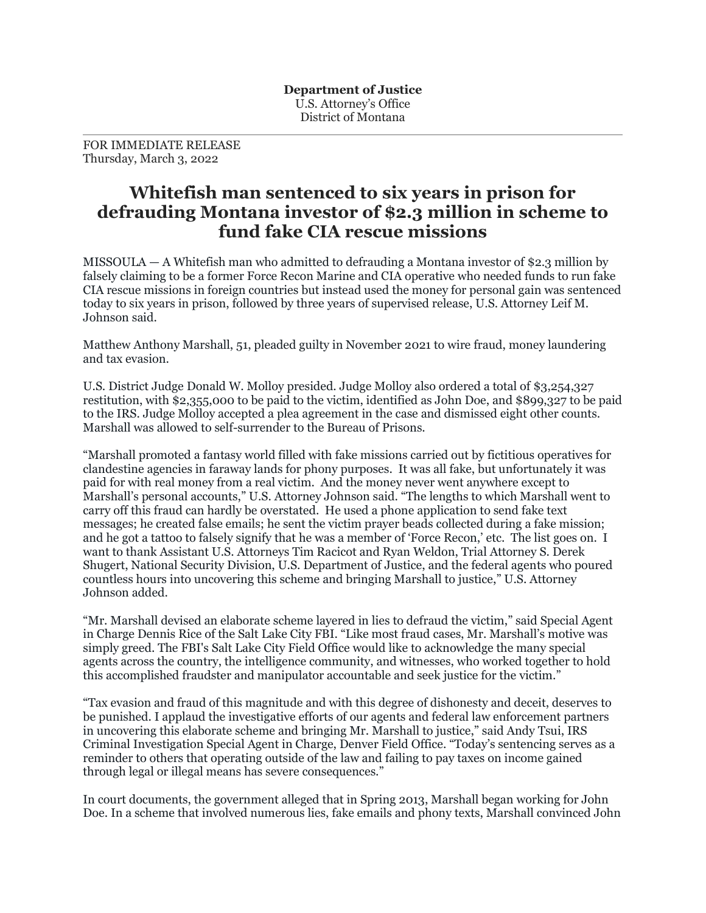**Department of Justice**
U.S. Attorney's Office
District of Montana

---

FOR IMMEDIATE RELEASE
Thursday, March 3, 2022

# Whitefish man sentenced to six years in prison for defrauding Montana investor of $2.3 million in scheme to fund fake CIA rescue missions

MISSOULA — A Whitefish man who admitted to defrauding a Montana investor of $2.3 million by falsely claiming to be a former Force Recon Marine and CIA operative who needed funds to run fake CIA rescue missions in foreign countries but instead used the money for personal gain was sentenced today to six years in prison, followed by three years of supervised release, U.S. Attorney Leif M. Johnson said.

Matthew Anthony Marshall, 51, pleaded guilty in November 2021 to wire fraud, money laundering and tax evasion.

U.S. District Judge Donald W. Molloy presided. Judge Molloy also ordered a total of $3,254,327 restitution, with $2,355,000 to be paid to the victim, identified as John Doe, and $899,327 to be paid to the IRS. Judge Molloy accepted a plea agreement in the case and dismissed eight other counts. Marshall was allowed to self-surrender to the Bureau of Prisons.

"Marshall promoted a fantasy world filled with fake missions carried out by fictitious operatives for clandestine agencies in faraway lands for phony purposes. It was all fake, but unfortunately it was paid for with real money from a real victim. And the money never went anywhere except to Marshall's personal accounts," U.S. Attorney Johnson said. "The lengths to which Marshall went to carry off this fraud can hardly be overstated. He used a phone application to send fake text messages; he created false emails; he sent the victim prayer beads collected during a fake mission; and he got a tattoo to falsely signify that he was a member of 'Force Recon,' etc. The list goes on. I want to thank Assistant U.S. Attorneys Tim Racicot and Ryan Weldon, Trial Attorney S. Derek Shugert, National Security Division, U.S. Department of Justice, and the federal agents who poured countless hours into uncovering this scheme and bringing Marshall to justice," U.S. Attorney Johnson added.

"Mr. Marshall devised an elaborate scheme layered in lies to defraud the victim," said Special Agent in Charge Dennis Rice of the Salt Lake City FBI. "Like most fraud cases, Mr. Marshall's motive was simply greed. The FBI's Salt Lake City Field Office would like to acknowledge the many special agents across the country, the intelligence community, and witnesses, who worked together to hold this accomplished fraudster and manipulator accountable and seek justice for the victim."

"Tax evasion and fraud of this magnitude and with this degree of dishonesty and deceit, deserves to be punished. I applaud the investigative efforts of our agents and federal law enforcement partners in uncovering this elaborate scheme and bringing Mr. Marshall to justice," said Andy Tsui, IRS Criminal Investigation Special Agent in Charge, Denver Field Office. "Today's sentencing serves as a reminder to others that operating outside of the law and failing to pay taxes on income gained through legal or illegal means has severe consequences."

In court documents, the government alleged that in Spring 2013, Marshall began working for John Doe. In a scheme that involved numerous lies, fake emails and phony texts, Marshall convinced John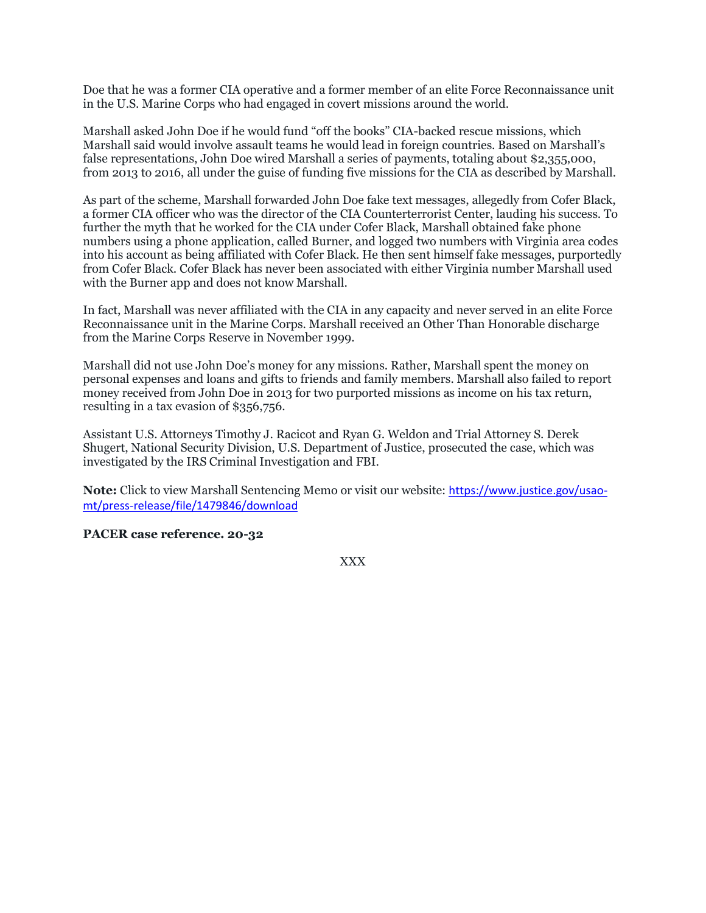Doe that he was a former CIA operative and a former member of an elite Force Reconnaissance unit in the U.S. Marine Corps who had engaged in covert missions around the world.

Marshall asked John Doe if he would fund "off the books" CIA-backed rescue missions, which Marshall said would involve assault teams he would lead in foreign countries. Based on Marshall's false representations, John Doe wired Marshall a series of payments, totaling about $2,355,000, from 2013 to 2016, all under the guise of funding five missions for the CIA as described by Marshall.

As part of the scheme, Marshall forwarded John Doe fake text messages, allegedly from Cofer Black, a former CIA officer who was the director of the CIA Counterterrorist Center, lauding his success. To further the myth that he worked for the CIA under Cofer Black, Marshall obtained fake phone numbers using a phone application, called Burner, and logged two numbers with Virginia area codes into his account as being affiliated with Cofer Black. He then sent himself fake messages, purportedly from Cofer Black. Cofer Black has never been associated with either Virginia number Marshall used with the Burner app and does not know Marshall.

In fact, Marshall was never affiliated with the CIA in any capacity and never served in an elite Force Reconnaissance unit in the Marine Corps. Marshall received an Other Than Honorable discharge from the Marine Corps Reserve in November 1999.

Marshall did not use John Doe's money for any missions. Rather, Marshall spent the money on personal expenses and loans and gifts to friends and family members. Marshall also failed to report money received from John Doe in 2013 for two purported missions as income on his tax return, resulting in a tax evasion of $356,756.

Assistant U.S. Attorneys Timothy J. Racicot and Ryan G. Weldon and Trial Attorney S. Derek Shugert, National Security Division, U.S. Department of Justice, prosecuted the case, which was investigated by the IRS Criminal Investigation and FBI.

**Note:** Click to view Marshall Sentencing Memo or visit our website: https://www.justice.gov/usao-mt/press-release/file/1479846/download

**PACER case reference. 20-32**

XXX